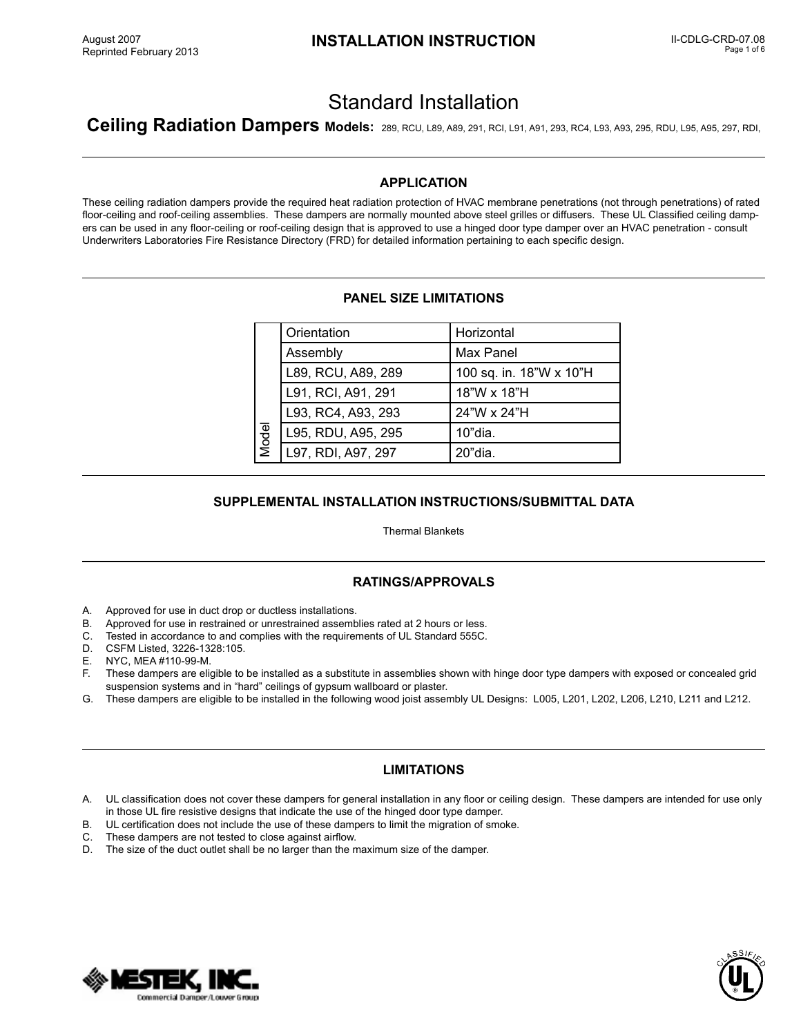August 2007
Reprinted February 2013

# INSTALLATION INSTRUCTION

II-CDLG-CRD-07.08

## Standard Installation

## Ceiling Radiation Dampers **Models:** 289, RCU, L89, A89, 291, RCI, L91, A91, 293, RC4, L93, A93, 295, RDU, L95, A95, 297, RDI,

### APPLICATION

These ceiling radiation dampers provide the required heat radiation protection of HVAC membrane penetrations (not through penetrations) of rated floor-ceiling and roof-ceiling assemblies. These dampers are normally mounted above steel grilles or diffusers. These UL Classified ceiling dampers can be used in any floor-ceiling or roof-ceiling design that is approved to use a hinged door type damper over an HVAC penetration - consult Underwriters Laboratories Fire Resistance Directory (FRD) for detailed information pertaining to each specific design.

### PANEL SIZE LIMITATIONS

| | Orientation | Horizontal |
|---|---|---|
| Model | Assembly | Max Panel |
| | L89, RCU, A89, 289 | 100 sq. in. 18"W x 10"H |
| | L91, RCI, A91, 291 | 18"W x 18"H |
| | L93, RC4, A93, 293 | 24"W x 24"H |
| | L95, RDU, A95, 295 | 10"dia. |
| | L97, RDI, A97, 297 | 20"dia. |

### SUPPLEMENTAL INSTALLATION INSTRUCTIONS/SUBMITTAL DATA

Thermal Blankets

### RATINGS/APPROVALS

A. Approved for use in duct drop or ductless installations.
B. Approved for use in restrained or unrestrained assemblies rated at 2 hours or less.
C. Tested in accordance to and complies with the requirements of UL Standard 555C.
D. CSFM Listed, 3226-1328:105.
E. NYC, MEA #110-99-M.
F. These dampers are eligible to be installed as a substitute in assemblies shown with hinge door type dampers with exposed or concealed grid suspension systems and in "hard" ceilings of gypsum wallboard or plaster.
G. These dampers are eligible to be installed in the following wood joist assembly UL Designs: L005, L201, L202, L206, L210, L211 and L212.

### LIMITATIONS

A. UL classification does not cover these dampers for general installation in any floor or ceiling design. These dampers are intended for use only in those UL fire resistive designs that indicate the use of the hinged door type damper.
B. UL certification does not include the use of these dampers to limit the migration of smoke.
C. These dampers are not tested to close against airflow.
D. The size of the duct outlet shall be no larger than the maximum size of the damper.

MESTEK, INC.
Commercial Damper/Louver Group

CLASSIFIED UL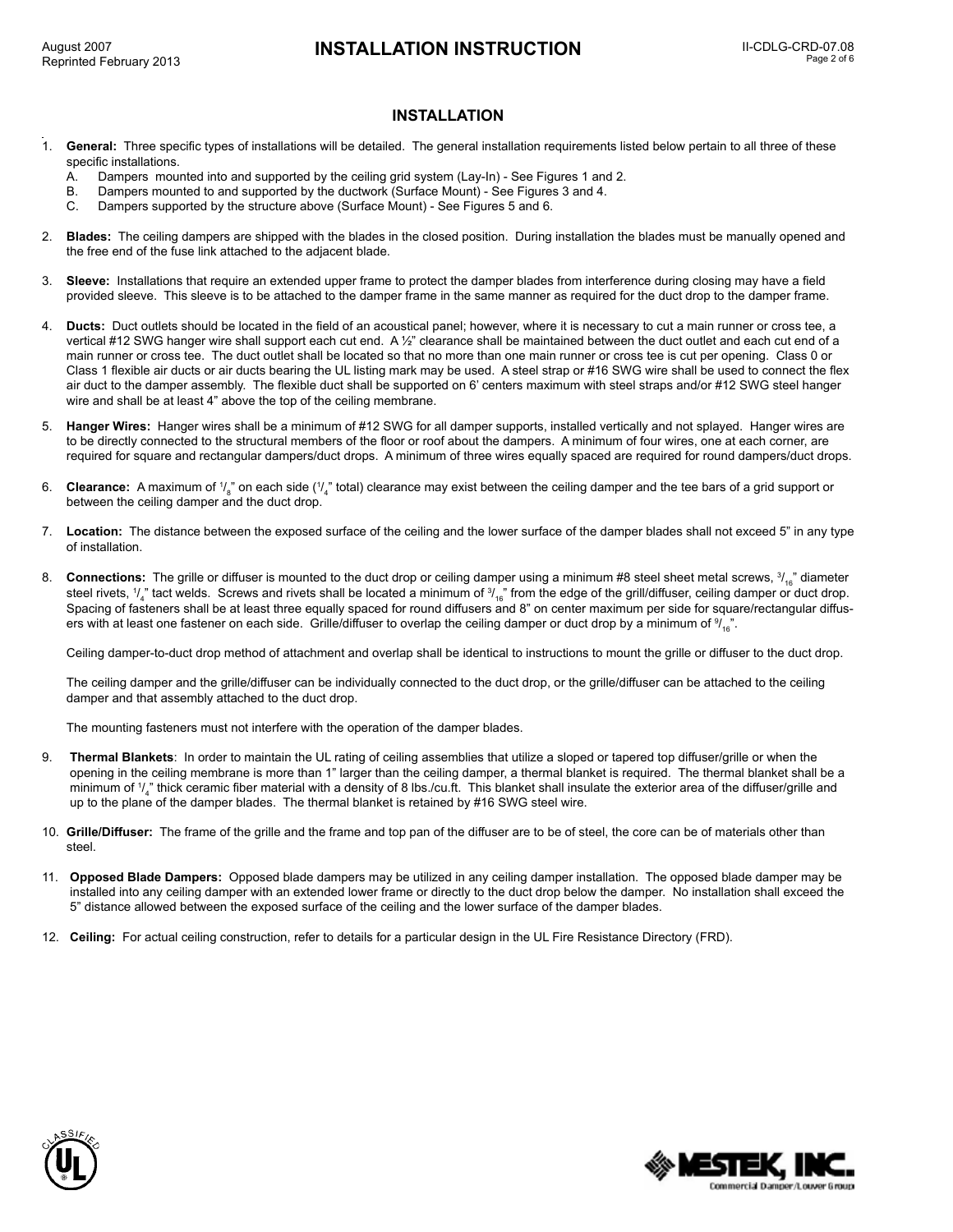## INSTALLATION

1. **General:** Three specific types of installations will be detailed. The general installation requirements listed below pertain to all three of these specific installations.
   A. Dampers mounted into and supported by the ceiling grid system (Lay-In) - See Figures 1 and 2.
   B. Dampers mounted to and supported by the ductwork (Surface Mount) - See Figures 3 and 4.
   C. Dampers supported by the structure above (Surface Mount) - See Figures 5 and 6.

2. **Blades:** The ceiling dampers are shipped with the blades in the closed position. During installation the blades must be manually opened and the free end of the fuse link attached to the adjacent blade.

3. **Sleeve:** Installations that require an extended upper frame to protect the damper blades from interference during closing may have a field provided sleeve. This sleeve is to be attached to the damper frame in the same manner as required for the duct drop to the damper frame.

4. **Ducts:** Duct outlets should be located in the field of an acoustical panel; however, where it is necessary to cut a main runner or cross tee, a vertical #12 SWG hanger wire shall support each cut end. A ½" clearance shall be maintained between the duct outlet and each cut end of a main runner or cross tee. The duct outlet shall be located so that no more than one main runner or cross tee is cut per opening. Class 0 or Class 1 flexible air ducts or air ducts bearing the UL listing mark may be used. A steel strap or #16 SWG wire shall be used to connect the flex air duct to the damper assembly. The flexible duct shall be supported on 6' centers maximum with steel straps and/or #12 SWG steel hanger wire and shall be at least 4" above the top of the ceiling membrane.

5. **Hanger Wires:** Hanger wires shall be a minimum of #12 SWG for all damper supports, installed vertically and not splayed. Hanger wires are to be directly connected to the structural members of the floor or roof about the dampers. A minimum of four wires, one at each corner, are required for square and rectangular dampers/duct drops. A minimum of three wires equally spaced are required for round dampers/duct drops.

6. **Clearance:** A maximum of 1/8" on each side (1/4" total) clearance may exist between the ceiling damper and the tee bars of a grid support or between the ceiling damper and the duct drop.

7. **Location:** The distance between the exposed surface of the ceiling and the lower surface of the damper blades shall not exceed 5" in any type of installation.

8. **Connections:** The grille or diffuser is mounted to the duct drop or ceiling damper using a minimum #8 steel sheet metal screws, 3/16" diameter steel rivets, 1/4" tact welds. Screws and rivets shall be located a minimum of 3/16" from the edge of the grill/diffuser, ceiling damper or duct drop. Spacing of fasteners shall be at least three equally spaced for round diffusers and 8" on center maximum per side for square/rectangular diffusers with at least one fastener on each side. Grille/diffuser to overlap the ceiling damper or duct drop by a minimum of 9/16".

   Ceiling damper-to-duct drop method of attachment and overlap shall be identical to instructions to mount the grille or diffuser to the duct drop.

   The ceiling damper and the grille/diffuser can be individually connected to the duct drop, or the grille/diffuser can be attached to the ceiling damper and that assembly attached to the duct drop.

   The mounting fasteners must not interfere with the operation of the damper blades.

9. **Thermal Blankets**: In order to maintain the UL rating of ceiling assemblies that utilize a sloped or tapered top diffuser/grille or when the opening in the ceiling membrane is more than 1" larger than the ceiling damper, a thermal blanket is required. The thermal blanket shall be a minimum of 1/4" thick ceramic fiber material with a density of 8 lbs./cu.ft. This blanket shall insulate the exterior area of the diffuser/grille and up to the plane of the damper blades. The thermal blanket is retained by #16 SWG steel wire.

10. **Grille/Diffuser:** The frame of the grille and the frame and top pan of the diffuser are to be of steel, the core can be of materials other than steel.

11. **Opposed Blade Dampers:** Opposed blade dampers may be utilized in any ceiling damper installation. The opposed blade damper may be installed into any ceiling damper with an extended lower frame or directly to the duct drop below the damper. No installation shall exceed the 5" distance allowed between the exposed surface of the ceiling and the lower surface of the damper blades.

12. **Ceiling:** For actual ceiling construction, refer to details for a particular design in the UL Fire Resistance Directory (FRD).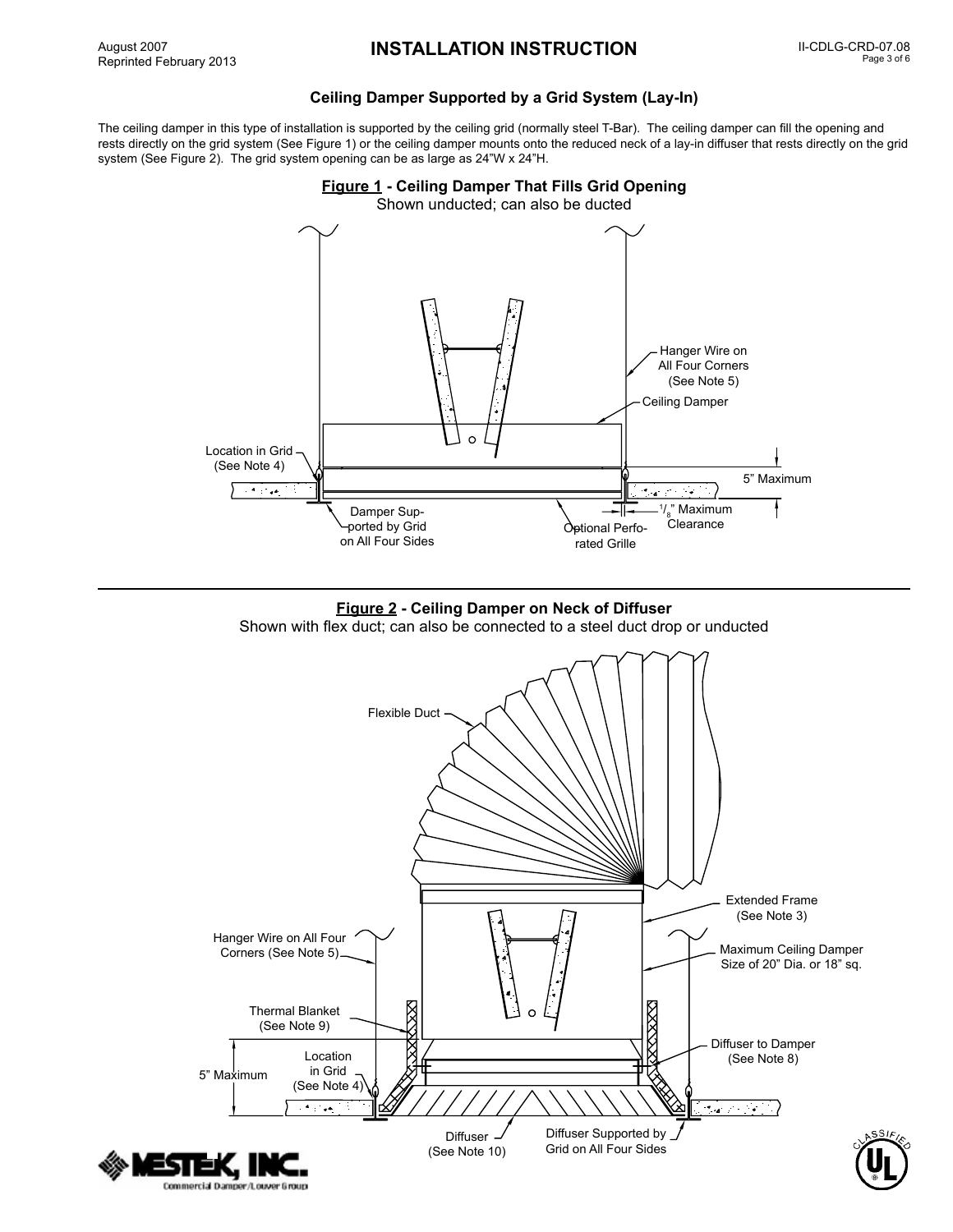### Ceiling Damper Supported by a Grid System (Lay-In)

The ceiling damper in this type of installation is supported by the ceiling grid (normally steel T-Bar). The ceiling damper can fill the opening and rests directly on the grid system (See Figure 1) or the ceiling damper mounts onto the reduced neck of a lay-in diffuser that rests directly on the grid system (See Figure 2). The grid system opening can be as large as 24"W x 24"H.

**Figure 1 - Ceiling Damper That Fills Grid Opening**
Shown unducted; can also be ducted

Hanger Wire on All Four Corners (See Note 5)
Ceiling Damper
Location in Grid (See Note 4)
5" Maximum
$^{1}/_{8}$" Maximum Clearance
Damper Supported by Grid on All Four Sides
Optional Perforated Grille

**Figure 2 - Ceiling Damper on Neck of Diffuser**
Shown with flex duct; can also be connected to a steel duct drop or unducted

Flexible Duct
Extended Frame (See Note 3)
Hanger Wire on All Four Corners (See Note 5)
Maximum Ceiling Damper Size of 20" Dia. or 18" sq.
Thermal Blanket (See Note 9)
Diffuser to Damper (See Note 8)
Location in Grid (See Note 4)
5" Maximum
Diffuser (See Note 10)
Diffuser Supported by Grid on All Four Sides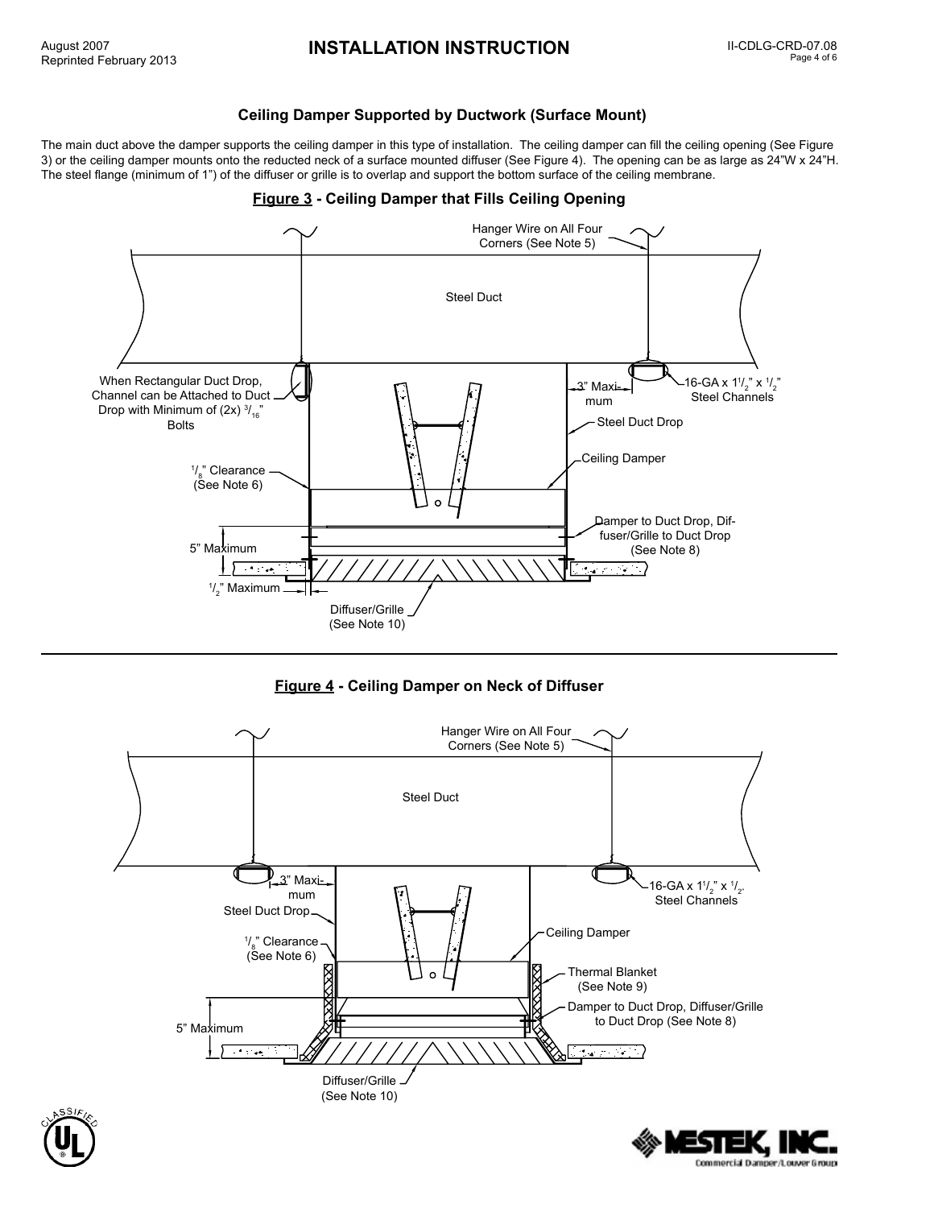### Ceiling Damper Supported by Ductwork (Surface Mount)

The main duct above the damper supports the ceiling damper in this type of installation. The ceiling damper can fill the ceiling opening (See Figure 3) or the ceiling damper mounts onto the reduced neck of a surface mounted diffuser (See Figure 4). The opening can be as large as 24"W x 24"H. The steel flange (minimum of 1") of the diffuser or grille is to overlap and support the bottom surface of the ceiling membrane.

**Figure 3** - Ceiling Damper that Fills Ceiling Opening

Hanger Wire on All Four Corners (See Note 5)

Steel Duct

When Rectangular Duct Drop, Channel can be Attached to Duct Drop with Minimum of (2x) 3/16" Bolts

3" Maximum

16-GA x 1 1/2" x 1/2" Steel Channels

Steel Duct Drop

Ceiling Damper

1/8" Clearance (See Note 6)

Damper to Duct Drop, Diffuser/Grille to Duct Drop (See Note 8)

5" Maximum

1/2" Maximum

Diffuser/Grille (See Note 10)

**Figure 4** - Ceiling Damper on Neck of Diffuser

Hanger Wire on All Four Corners (See Note 5)

Steel Duct

3" Maximum

16-GA x 1 1/2" x 1/2" Steel Channels

Steel Duct Drop

Ceiling Damper

1/8" Clearance (See Note 6)

Thermal Blanket (See Note 9)

Damper to Duct Drop, Diffuser/Grille to Duct Drop (See Note 8)

5" Maximum

Diffuser/Grille (See Note 10)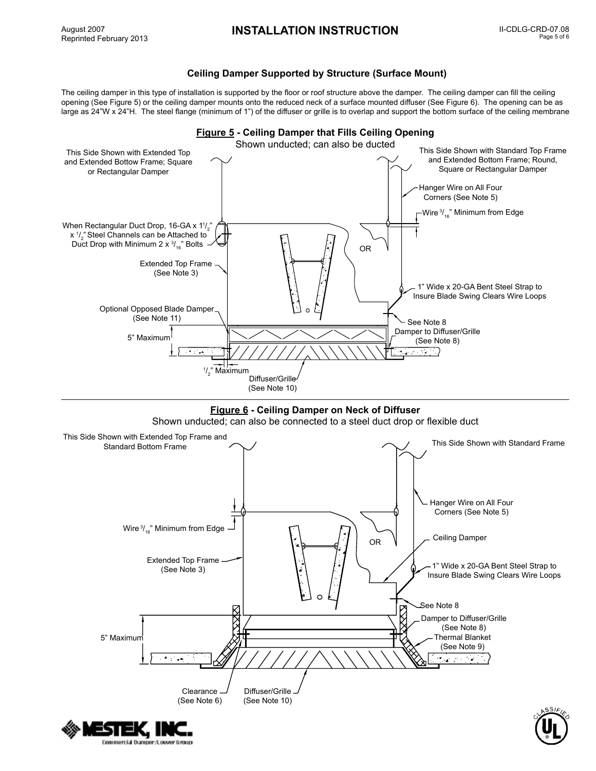### Ceiling Damper Supported by Structure (Surface Mount)

The ceiling damper in this type of installation is supported by the floor or roof structure above the damper. The ceiling damper can fill the ceiling opening (See Figure 5) or the ceiling damper mounts onto the reduced neck of a surface mounted diffuser (See Figure 6). The opening can be as large as 24"W x 24"H. The steel flange (minimum of 1") of the diffuser or grille is to overlap and support the bottom surface of the ceiling membrane

**Figure 5 - Ceiling Damper that Fills Ceiling Opening**
Shown unducted; can also be ducted

This Side Shown with Extended Top and Extended Bottow Frame; Square or Rectangular Damper

This Side Shown with Standard Top Frame and Extended Bottom Frame; Round, Square or Rectangular Damper

Hanger Wire on All Four Corners (See Note 5)

Wire 3/16" Minimum from Edge

When Rectangular Duct Drop, 16-GA x 1 1/2" x 1/2" Steel Channels can be Attached to Duct Drop with Minimum 2 x 3/16" Bolts

OR

Extended Top Frame (See Note 3)

1" Wide x 20-GA Bent Steel Strap to Insure Blade Swing Clears Wire Loops

Optional Opposed Blade Damper (See Note 11)

See Note 8

Damper to Diffuser/Grille (See Note 8)

5" Maximum

1/2" Maximum

Diffuser/Grille (See Note 10)

**Figure 6 - Ceiling Damper on Neck of Diffuser**
Shown unducted; can also be connected to a steel duct drop or flexible duct

This Side Shown with Extended Top Frame and Standard Bottom Frame

This Side Shown with Standard Frame

Hanger Wire on All Four Corners (See Note 5)

Wire 3/16" Minimum from Edge

OR

Ceiling Damper

Extended Top Frame (See Note 3)

1" Wide x 20-GA Bent Steel Strap to Insure Blade Swing Clears Wire Loops

See Note 8

Damper to Diffuser/Grille (See Note 8)

Thermal Blanket (See Note 9)

5" Maximum

Clearance (See Note 6)

Diffuser/Grille (See Note 10)